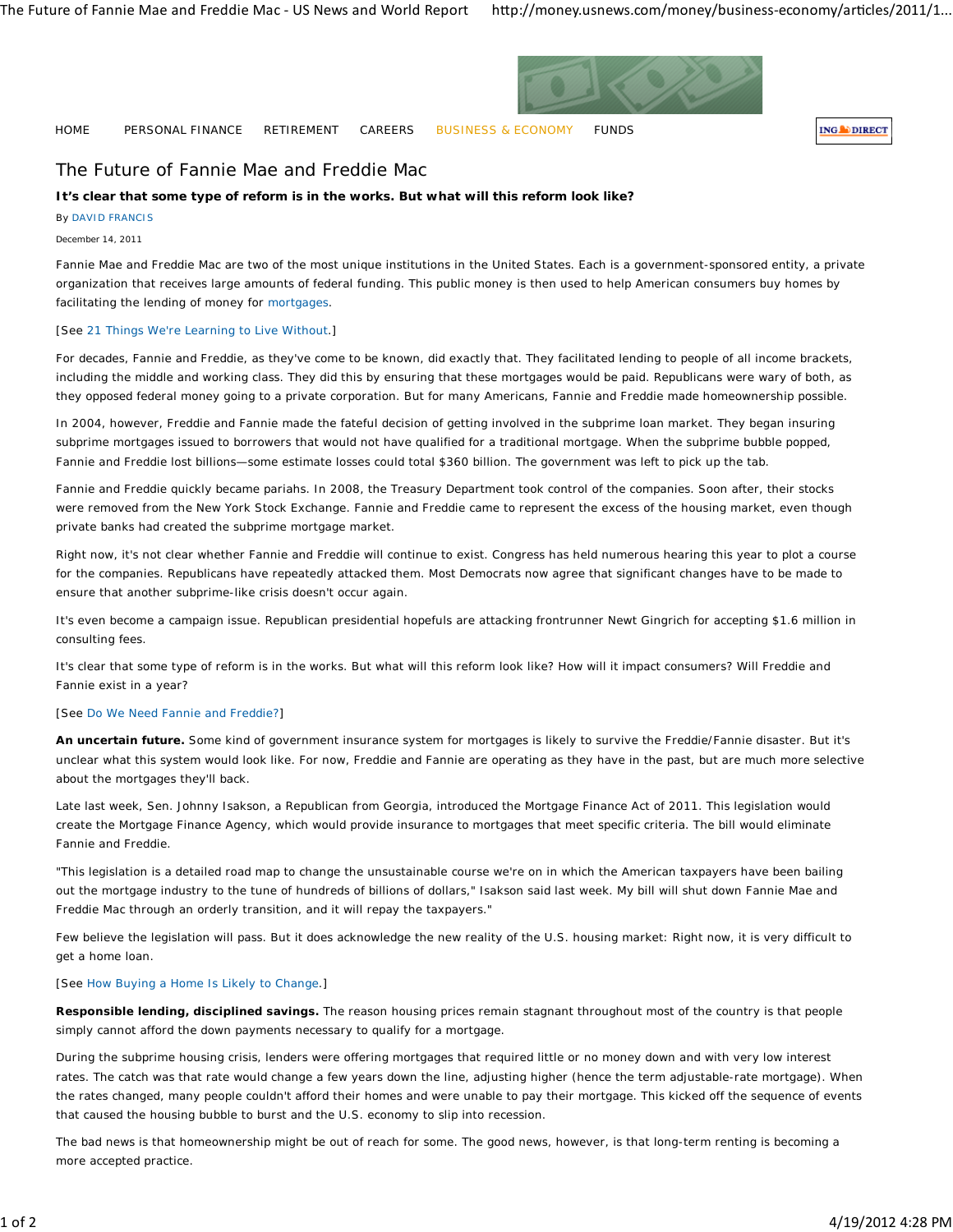HOME PERSONAL FINANCE RETIREMENT CAREERS BUSINESS & ECONOMY FUNDS

# The Future of Fannie Mae and Freddie Mac

**It's clear that some type of reform is in the works. But what will this reform look like?**

By DAVID FRANCIS

December 14, 2011

Fannie Mae and Freddie Mac are two of the most unique institutions in the United States. Each is a government-sponsored entity, a private organization that receives large amounts of federal funding. This public money is then used to help American consumers buy homes by facilitating the lending of money for mortgages.

[See 21 Things We're Learning to Live Without.]

For decades, Fannie and Freddie, as they've come to be known, did exactly that. They facilitated lending to people of all income brackets, including the middle and working class. They did this by ensuring that these mortgages would be paid. Republicans were wary of both, as they opposed federal money going to a private corporation. But for many Americans, Fannie and Freddie made homeownership possible.

In 2004, however, Freddie and Fannie made the fateful decision of getting involved in the subprime loan market. They began insuring subprime mortgages issued to borrowers that would not have qualified for a traditional mortgage. When the subprime bubble popped, Fannie and Freddie lost billions—some estimate losses could total $360 billion. The government was left to pick up the tab.

Fannie and Freddie quickly became pariahs. In 2008, the Treasury Department took control of the companies. Soon after, their stocks were removed from the New York Stock Exchange. Fannie and Freddie came to represent the excess of the housing market, even though private banks had created the subprime mortgage market.

Right now, it's not clear whether Fannie and Freddie will continue to exist. Congress has held numerous hearing this year to plot a course for the companies. Republicans have repeatedly attacked them. Most Democrats now agree that significant changes have to be made to ensure that another subprime-like crisis doesn't occur again.

It's even become a campaign issue. Republican presidential hopefuls are attacking frontrunner Newt Gingrich for accepting $1.6 million in consulting fees.

It's clear that some type of reform is in the works. But what will this reform look like? How will it impact consumers? Will Freddie and Fannie exist in a year?

[See Do We Need Fannie and Freddie?]

**An uncertain future.** Some kind of government insurance system for mortgages is likely to survive the Freddie/Fannie disaster. But it's unclear what this system would look like. For now, Freddie and Fannie are operating as they have in the past, but are much more selective about the mortgages they'll back.

Late last week, Sen. Johnny Isakson, a Republican from Georgia, introduced the Mortgage Finance Act of 2011. This legislation would create the Mortgage Finance Agency, which would provide insurance to mortgages that meet specific criteria. The bill would eliminate Fannie and Freddie.

"This legislation is a detailed road map to change the unsustainable course we're on in which the American taxpayers have been bailing out the mortgage industry to the tune of hundreds of billions of dollars," Isakson said last week. My bill will shut down Fannie Mae and Freddie Mac through an orderly transition, and it will repay the taxpayers."

Few believe the legislation will pass. But it does acknowledge the new reality of the U.S. housing market: Right now, it is very difficult to get a home loan.

[See How Buying a Home Is Likely to Change.]

**Responsible lending, disciplined savings.** The reason housing prices remain stagnant throughout most of the country is that people simply cannot afford the down payments necessary to qualify for a mortgage.

During the subprime housing crisis, lenders were offering mortgages that required little or no money down and with very low interest rates. The catch was that rate would change a few years down the line, adjusting higher (hence the term adjustable-rate mortgage). When the rates changed, many people couldn't afford their homes and were unable to pay their mortgage. This kicked off the sequence of events that caused the housing bubble to burst and the U.S. economy to slip into recession.

The bad news is that homeownership might be out of reach for some. The good news, however, is that long-term renting is becoming a more accepted practice.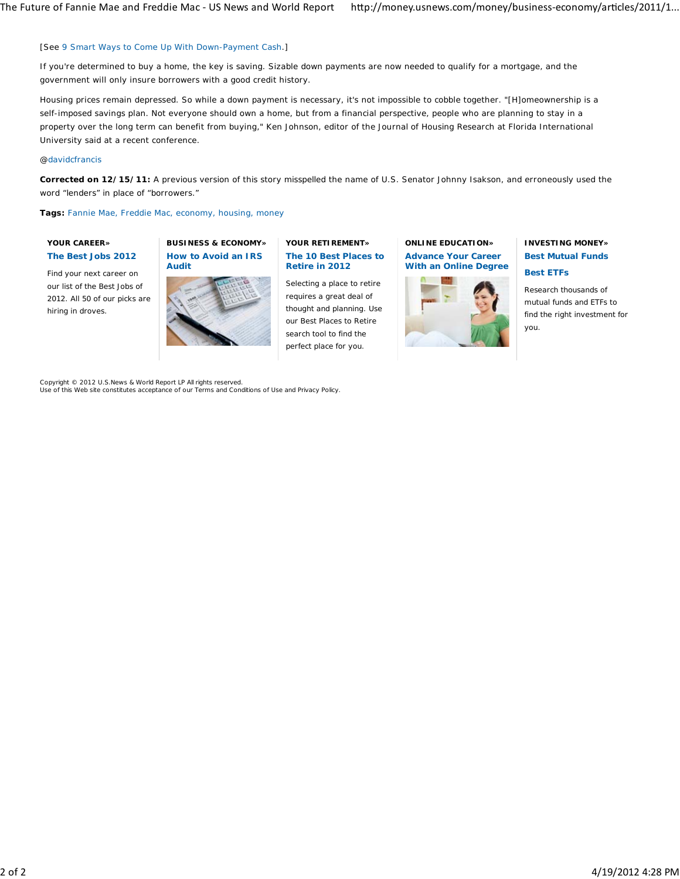[See 9 Smart Ways to Come Up With Down-Payment Cash.]

If you're determined to buy a home, the key is saving. Sizable down payments are now needed to qualify for a mortgage, and the government will only insure borrowers with a good credit history.

Housing prices remain depressed. So while a down payment is necessary, it's not impossible to cobble together. "[H]omeownership is a self-imposed savings plan. Not everyone should own a home, but from a financial perspective, people who are planning to stay in a property over the long term can benefit from buying," Ken Johnson, editor of the Journal of Housing Research at Florida International University said at a recent conference.

@davidcfrancis

**Corrected on 12/15/11:** A previous version of this story misspelled the name of U.S. Senator Johnny Isakson, and erroneously used the word "lenders" in place of "borrowers."

**Tags:** Fannie Mae, Freddie Mac, economy, housing, money

**YOUR CAREER»**

**The Best Jobs 2012**

Find your next career on our list of the Best Jobs of 2012. All 50 of our picks are hiring in droves.

**BUSINESS & ECONOMY»**

**How to Avoid an IRS Audit**

**YOUR RETIREMENT»**

**The 10 Best Places to Retire in 2012**

Selecting a place to retire requires a great deal of thought and planning. Use our Best Places to Retire search tool to find the perfect place for you.

**ONLINE EDUCATION»**

**Advance Your Career With an Online Degree**

**INVESTING MONEY»**

**Best Mutual Funds**

**Best ETFs**

Research thousands of mutual funds and ETFs to find the right investment for you.

Copyright © 2012 U.S.News & World Report LP All rights reserved.
Use of this Web site constitutes acceptance of our Terms and Conditions of Use and Privacy Policy.